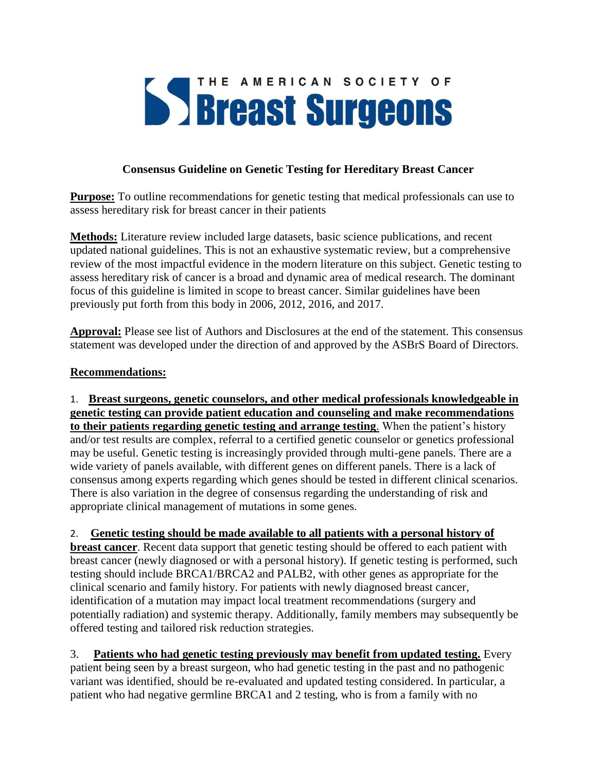# THE AMERICAN SOCIETY OF Breast Surgeons

## Consensus Guideline on Genetic Testing for Hereditary Breast Cancer

**Purpose:** To outline recommendations for genetic testing that medical professionals can use to assess hereditary risk for breast cancer in their patients

**Methods:** Literature review included large datasets, basic science publications, and recent updated national guidelines. This is not an exhaustive systematic review, but a comprehensive review of the most impactful evidence in the modern literature on this subject. Genetic testing to assess hereditary risk of cancer is a broad and dynamic area of medical research. The dominant focus of this guideline is limited in scope to breast cancer. Similar guidelines have been previously put forth from this body in 2006, 2012, 2016, and 2017.

**Approval:** Please see list of Authors and Disclosures at the end of the statement. This consensus statement was developed under the direction of and approved by the ASBrS Board of Directors.

**Recommendations:**

1. **Breast surgeons, genetic counselors, and other medical professionals knowledgeable in genetic testing can provide patient education and counseling and make recommendations to their patients regarding genetic testing and arrange testing**. When the patient's history and/or test results are complex, referral to a certified genetic counselor or genetics professional may be useful. Genetic testing is increasingly provided through multi-gene panels. There are a wide variety of panels available, with different genes on different panels. There is a lack of consensus among experts regarding which genes should be tested in different clinical scenarios. There is also variation in the degree of consensus regarding the understanding of risk and appropriate clinical management of mutations in some genes.

2. **Genetic testing should be made available to all patients with a personal history of breast cancer**. Recent data support that genetic testing should be offered to each patient with breast cancer (newly diagnosed or with a personal history). If genetic testing is performed, such testing should include BRCA1/BRCA2 and PALB2, with other genes as appropriate for the clinical scenario and family history. For patients with newly diagnosed breast cancer, identification of a mutation may impact local treatment recommendations (surgery and potentially radiation) and systemic therapy. Additionally, family members may subsequently be offered testing and tailored risk reduction strategies.

3. **Patients who had genetic testing previously may benefit from updated testing.** Every patient being seen by a breast surgeon, who had genetic testing in the past and no pathogenic variant was identified, should be re-evaluated and updated testing considered. In particular, a patient who had negative germline BRCA1 and 2 testing, who is from a family with no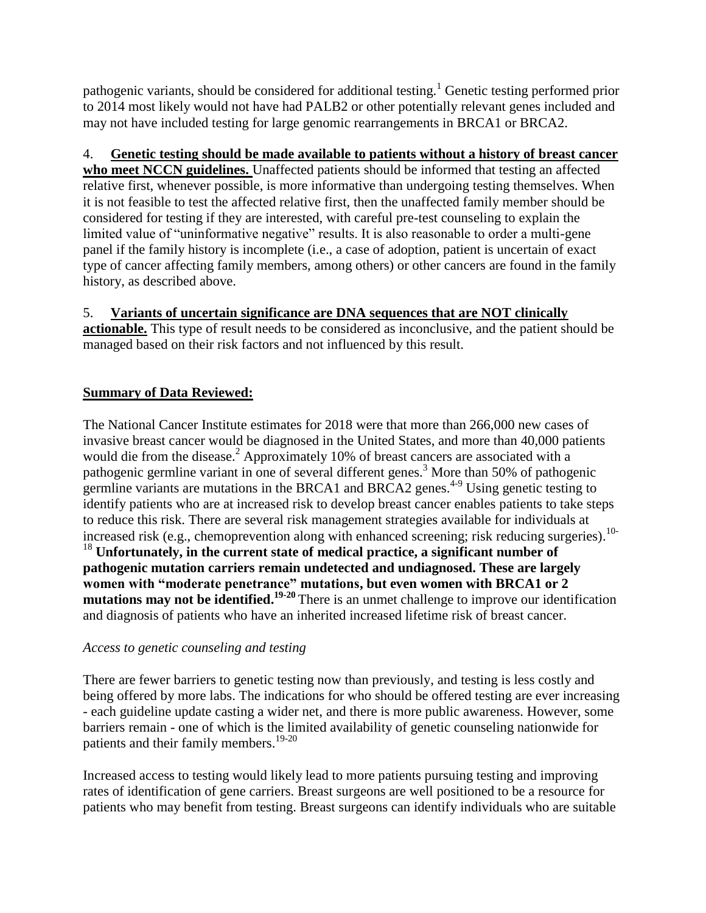pathogenic variants, should be considered for additional testing.[1] Genetic testing performed prior to 2014 most likely would not have had PALB2 or other potentially relevant genes included and may not have included testing for large genomic rearrangements in BRCA1 or BRCA2.

4. **Genetic testing should be made available to patients without a history of breast cancer who meet NCCN guidelines.** Unaffected patients should be informed that testing an affected relative first, whenever possible, is more informative than undergoing testing themselves. When it is not feasible to test the affected relative first, then the unaffected family member should be considered for testing if they are interested, with careful pre-test counseling to explain the limited value of "uninformative negative" results. It is also reasonable to order a multi-gene panel if the family history is incomplete (i.e., a case of adoption, patient is uncertain of exact type of cancer affecting family members, among others) or other cancers are found in the family history, as described above.

5. **Variants of uncertain significance are DNA sequences that are NOT clinically actionable.** This type of result needs to be considered as inconclusive, and the patient should be managed based on their risk factors and not influenced by this result.

## Summary of Data Reviewed:

The National Cancer Institute estimates for 2018 were that more than 266,000 new cases of invasive breast cancer would be diagnosed in the United States, and more than 40,000 patients would die from the disease.[2] Approximately 10% of breast cancers are associated with a pathogenic germline variant in one of several different genes.[3] More than 50% of pathogenic germline variants are mutations in the BRCA1 and BRCA2 genes.[4-9] Using genetic testing to identify patients who are at increased risk to develop breast cancer enables patients to take steps to reduce this risk. There are several risk management strategies available for individuals at increased risk (e.g., chemoprevention along with enhanced screening; risk reducing surgeries).[10-18] **Unfortunately, in the current state of medical practice, a significant number of pathogenic mutation carriers remain undetected and undiagnosed. These are largely women with "moderate penetrance" mutations, but even women with BRCA1 or 2 mutations may not be identified.[19-20]** There is an unmet challenge to improve our identification and diagnosis of patients who have an inherited increased lifetime risk of breast cancer.

*Access to genetic counseling and testing*

There are fewer barriers to genetic testing now than previously, and testing is less costly and being offered by more labs. The indications for who should be offered testing are ever increasing - each guideline update casting a wider net, and there is more public awareness. However, some barriers remain - one of which is the limited availability of genetic counseling nationwide for patients and their family members.[19-20]

Increased access to testing would likely lead to more patients pursuing testing and improving rates of identification of gene carriers. Breast surgeons are well positioned to be a resource for patients who may benefit from testing. Breast surgeons can identify individuals who are suitable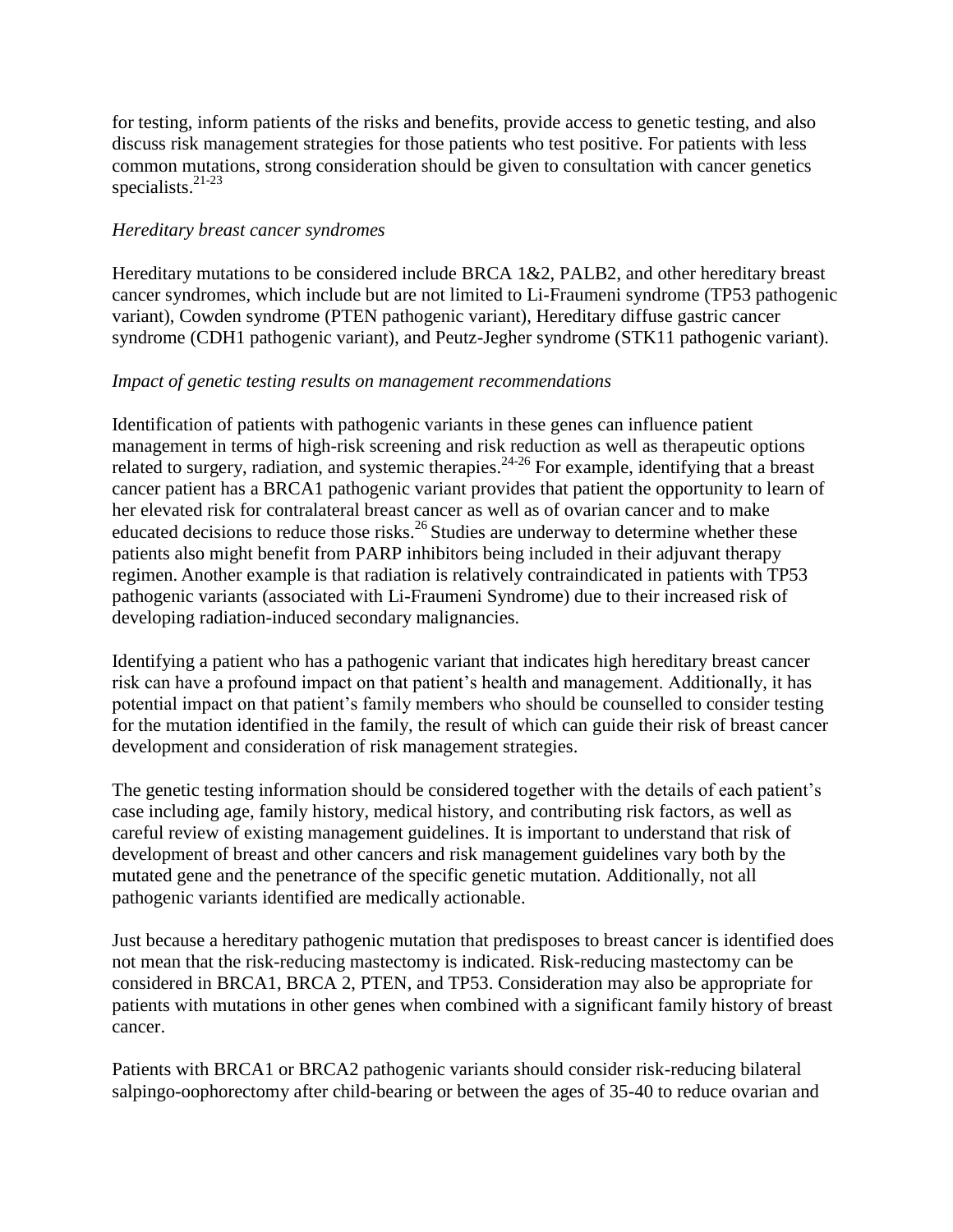for testing, inform patients of the risks and benefits, provide access to genetic testing, and also discuss risk management strategies for those patients who test positive. For patients with less common mutations, strong consideration should be given to consultation with cancer genetics specialists.[21-23]

*Hereditary breast cancer syndromes*

Hereditary mutations to be considered include BRCA 1&2, PALB2, and other hereditary breast cancer syndromes, which include but are not limited to Li-Fraumeni syndrome (TP53 pathogenic variant), Cowden syndrome (PTEN pathogenic variant), Hereditary diffuse gastric cancer syndrome (CDH1 pathogenic variant), and Peutz-Jegher syndrome (STK11 pathogenic variant).

*Impact of genetic testing results on management recommendations*

Identification of patients with pathogenic variants in these genes can influence patient management in terms of high-risk screening and risk reduction as well as therapeutic options related to surgery, radiation, and systemic therapies.[24-26] For example, identifying that a breast cancer patient has a BRCA1 pathogenic variant provides that patient the opportunity to learn of her elevated risk for contralateral breast cancer as well as of ovarian cancer and to make educated decisions to reduce those risks.[26] Studies are underway to determine whether these patients also might benefit from PARP inhibitors being included in their adjuvant therapy regimen. Another example is that radiation is relatively contraindicated in patients with TP53 pathogenic variants (associated with Li-Fraumeni Syndrome) due to their increased risk of developing radiation-induced secondary malignancies.

Identifying a patient who has a pathogenic variant that indicates high hereditary breast cancer risk can have a profound impact on that patient's health and management. Additionally, it has potential impact on that patient's family members who should be counselled to consider testing for the mutation identified in the family, the result of which can guide their risk of breast cancer development and consideration of risk management strategies.

The genetic testing information should be considered together with the details of each patient's case including age, family history, medical history, and contributing risk factors, as well as careful review of existing management guidelines. It is important to understand that risk of development of breast and other cancers and risk management guidelines vary both by the mutated gene and the penetrance of the specific genetic mutation. Additionally, not all pathogenic variants identified are medically actionable.

Just because a hereditary pathogenic mutation that predisposes to breast cancer is identified does not mean that the risk-reducing mastectomy is indicated. Risk-reducing mastectomy can be considered in BRCA1, BRCA 2, PTEN, and TP53. Consideration may also be appropriate for patients with mutations in other genes when combined with a significant family history of breast cancer.

Patients with BRCA1 or BRCA2 pathogenic variants should consider risk-reducing bilateral salpingo-oophorectomy after child-bearing or between the ages of 35-40 to reduce ovarian and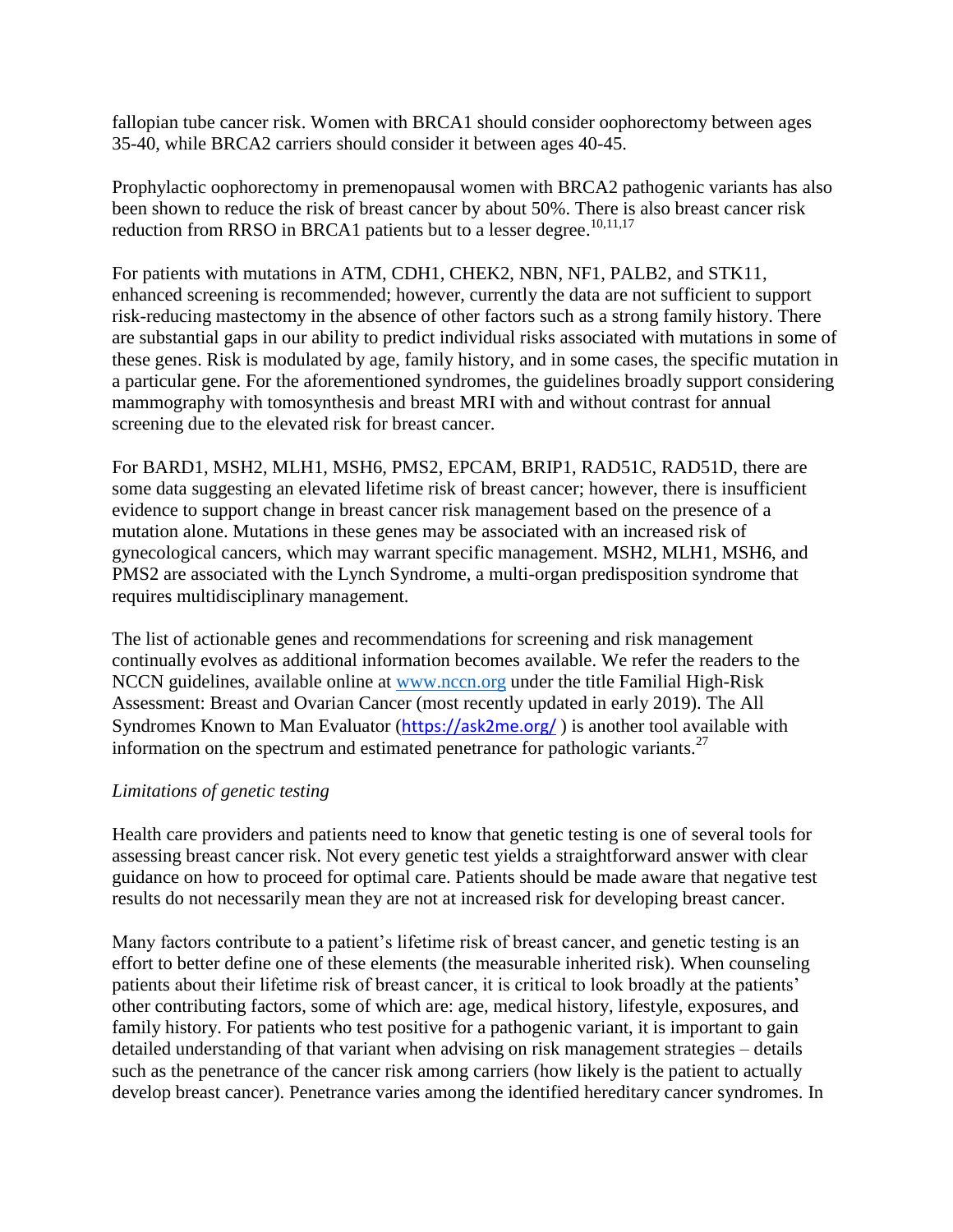fallopian tube cancer risk. Women with BRCA1 should consider oophorectomy between ages 35-40, while BRCA2 carriers should consider it between ages 40-45.

Prophylactic oophorectomy in premenopausal women with BRCA2 pathogenic variants has also been shown to reduce the risk of breast cancer by about 50%. There is also breast cancer risk reduction from RRSO in BRCA1 patients but to a lesser degree.[10,11,17]

For patients with mutations in ATM, CDH1, CHEK2, NBN, NF1, PALB2, and STK11, enhanced screening is recommended; however, currently the data are not sufficient to support risk-reducing mastectomy in the absence of other factors such as a strong family history. There are substantial gaps in our ability to predict individual risks associated with mutations in some of these genes. Risk is modulated by age, family history, and in some cases, the specific mutation in a particular gene. For the aforementioned syndromes, the guidelines broadly support considering mammography with tomosynthesis and breast MRI with and without contrast for annual screening due to the elevated risk for breast cancer.

For BARD1, MSH2, MLH1, MSH6, PMS2, EPCAM, BRIP1, RAD51C, RAD51D, there are some data suggesting an elevated lifetime risk of breast cancer; however, there is insufficient evidence to support change in breast cancer risk management based on the presence of a mutation alone. Mutations in these genes may be associated with an increased risk of gynecological cancers, which may warrant specific management. MSH2, MLH1, MSH6, and PMS2 are associated with the Lynch Syndrome, a multi-organ predisposition syndrome that requires multidisciplinary management.

The list of actionable genes and recommendations for screening and risk management continually evolves as additional information becomes available. We refer the readers to the NCCN guidelines, available online at www.nccn.org under the title Familial High-Risk Assessment: Breast and Ovarian Cancer (most recently updated in early 2019). The All Syndromes Known to Man Evaluator (https://ask2me.org/ ) is another tool available with information on the spectrum and estimated penetrance for pathologic variants.[27]

*Limitations of genetic testing*

Health care providers and patients need to know that genetic testing is one of several tools for assessing breast cancer risk. Not every genetic test yields a straightforward answer with clear guidance on how to proceed for optimal care. Patients should be made aware that negative test results do not necessarily mean they are not at increased risk for developing breast cancer.

Many factors contribute to a patient's lifetime risk of breast cancer, and genetic testing is an effort to better define one of these elements (the measurable inherited risk). When counseling patients about their lifetime risk of breast cancer, it is critical to look broadly at the patients' other contributing factors, some of which are: age, medical history, lifestyle, exposures, and family history. For patients who test positive for a pathogenic variant, it is important to gain detailed understanding of that variant when advising on risk management strategies – details such as the penetrance of the cancer risk among carriers (how likely is the patient to actually develop breast cancer). Penetrance varies among the identified hereditary cancer syndromes. In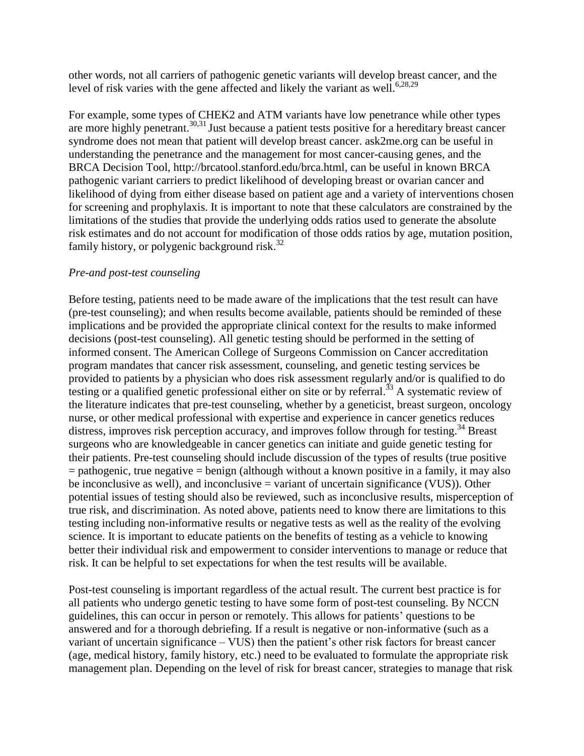other words, not all carriers of pathogenic genetic variants will develop breast cancer, and the level of risk varies with the gene affected and likely the variant as well.[6,28,29]

For example, some types of CHEK2 and ATM variants have low penetrance while other types are more highly penetrant.[30,31] Just because a patient tests positive for a hereditary breast cancer syndrome does not mean that patient will develop breast cancer. ask2me.org can be useful in understanding the penetrance and the management for most cancer-causing genes, and the BRCA Decision Tool, http://brcatool.stanford.edu/brca.html, can be useful in known BRCA pathogenic variant carriers to predict likelihood of developing breast or ovarian cancer and likelihood of dying from either disease based on patient age and a variety of interventions chosen for screening and prophylaxis. It is important to note that these calculators are constrained by the limitations of the studies that provide the underlying odds ratios used to generate the absolute risk estimates and do not account for modification of those odds ratios by age, mutation position, family history, or polygenic background risk.[32]

*Pre-and post-test counseling*

Before testing, patients need to be made aware of the implications that the test result can have (pre-test counseling); and when results become available, patients should be reminded of these implications and be provided the appropriate clinical context for the results to make informed decisions (post-test counseling). All genetic testing should be performed in the setting of informed consent. The American College of Surgeons Commission on Cancer accreditation program mandates that cancer risk assessment, counseling, and genetic testing services be provided to patients by a physician who does risk assessment regularly and/or is qualified to do testing or a qualified genetic professional either on site or by referral.[33] A systematic review of the literature indicates that pre-test counseling, whether by a geneticist, breast surgeon, oncology nurse, or other medical professional with expertise and experience in cancer genetics reduces distress, improves risk perception accuracy, and improves follow through for testing.[34] Breast surgeons who are knowledgeable in cancer genetics can initiate and guide genetic testing for their patients. Pre-test counseling should include discussion of the types of results (true positive = pathogenic, true negative = benign (although without a known positive in a family, it may also be inconclusive as well), and inconclusive = variant of uncertain significance (VUS)). Other potential issues of testing should also be reviewed, such as inconclusive results, misperception of true risk, and discrimination. As noted above, patients need to know there are limitations to this testing including non-informative results or negative tests as well as the reality of the evolving science. It is important to educate patients on the benefits of testing as a vehicle to knowing better their individual risk and empowerment to consider interventions to manage or reduce that risk. It can be helpful to set expectations for when the test results will be available.

Post-test counseling is important regardless of the actual result. The current best practice is for all patients who undergo genetic testing to have some form of post-test counseling. By NCCN guidelines, this can occur in person or remotely. This allows for patients' questions to be answered and for a thorough debriefing. If a result is negative or non-informative (such as a variant of uncertain significance – VUS) then the patient's other risk factors for breast cancer (age, medical history, family history, etc.) need to be evaluated to formulate the appropriate risk management plan. Depending on the level of risk for breast cancer, strategies to manage that risk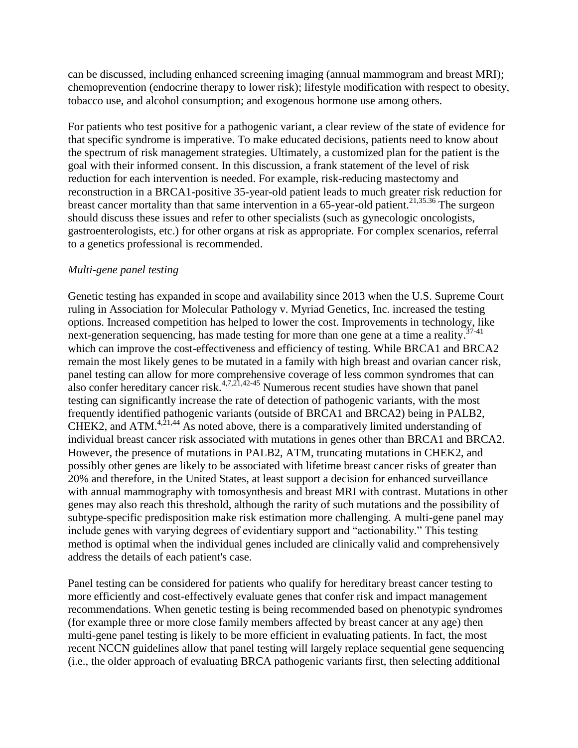can be discussed, including enhanced screening imaging (annual mammogram and breast MRI); chemoprevention (endocrine therapy to lower risk); lifestyle modification with respect to obesity, tobacco use, and alcohol consumption; and exogenous hormone use among others.

For patients who test positive for a pathogenic variant, a clear review of the state of evidence for that specific syndrome is imperative. To make educated decisions, patients need to know about the spectrum of risk management strategies. Ultimately, a customized plan for the patient is the goal with their informed consent. In this discussion, a frank statement of the level of risk reduction for each intervention is needed. For example, risk-reducing mastectomy and reconstruction in a BRCA1-positive 35-year-old patient leads to much greater risk reduction for breast cancer mortality than that same intervention in a 65-year-old patient.[21,35,36] The surgeon should discuss these issues and refer to other specialists (such as gynecologic oncologists, gastroenterologists, etc.) for other organs at risk as appropriate. For complex scenarios, referral to a genetics professional is recommended.

*Multi-gene panel testing*

Genetic testing has expanded in scope and availability since 2013 when the U.S. Supreme Court ruling in Association for Molecular Pathology v. Myriad Genetics, Inc. increased the testing options. Increased competition has helped to lower the cost. Improvements in technology, like next-generation sequencing, has made testing for more than one gene at a time a reality.[37-41] which can improve the cost-effectiveness and efficiency of testing. While BRCA1 and BRCA2 remain the most likely genes to be mutated in a family with high breast and ovarian cancer risk, panel testing can allow for more comprehensive coverage of less common syndromes that can also confer hereditary cancer risk.[4,7,21,42-45] Numerous recent studies have shown that panel testing can significantly increase the rate of detection of pathogenic variants, with the most frequently identified pathogenic variants (outside of BRCA1 and BRCA2) being in PALB2, CHEK2, and ATM.[4,21,44] As noted above, there is a comparatively limited understanding of individual breast cancer risk associated with mutations in genes other than BRCA1 and BRCA2. However, the presence of mutations in PALB2, ATM, truncating mutations in CHEK2, and possibly other genes are likely to be associated with lifetime breast cancer risks of greater than 20% and therefore, in the United States, at least support a decision for enhanced surveillance with annual mammography with tomosynthesis and breast MRI with contrast. Mutations in other genes may also reach this threshold, although the rarity of such mutations and the possibility of subtype-specific predisposition make risk estimation more challenging. A multi-gene panel may include genes with varying degrees of evidentiary support and "actionability." This testing method is optimal when the individual genes included are clinically valid and comprehensively address the details of each patient's case.

Panel testing can be considered for patients who qualify for hereditary breast cancer testing to more efficiently and cost-effectively evaluate genes that confer risk and impact management recommendations. When genetic testing is being recommended based on phenotypic syndromes (for example three or more close family members affected by breast cancer at any age) then multi-gene panel testing is likely to be more efficient in evaluating patients. In fact, the most recent NCCN guidelines allow that panel testing will largely replace sequential gene sequencing (i.e., the older approach of evaluating BRCA pathogenic variants first, then selecting additional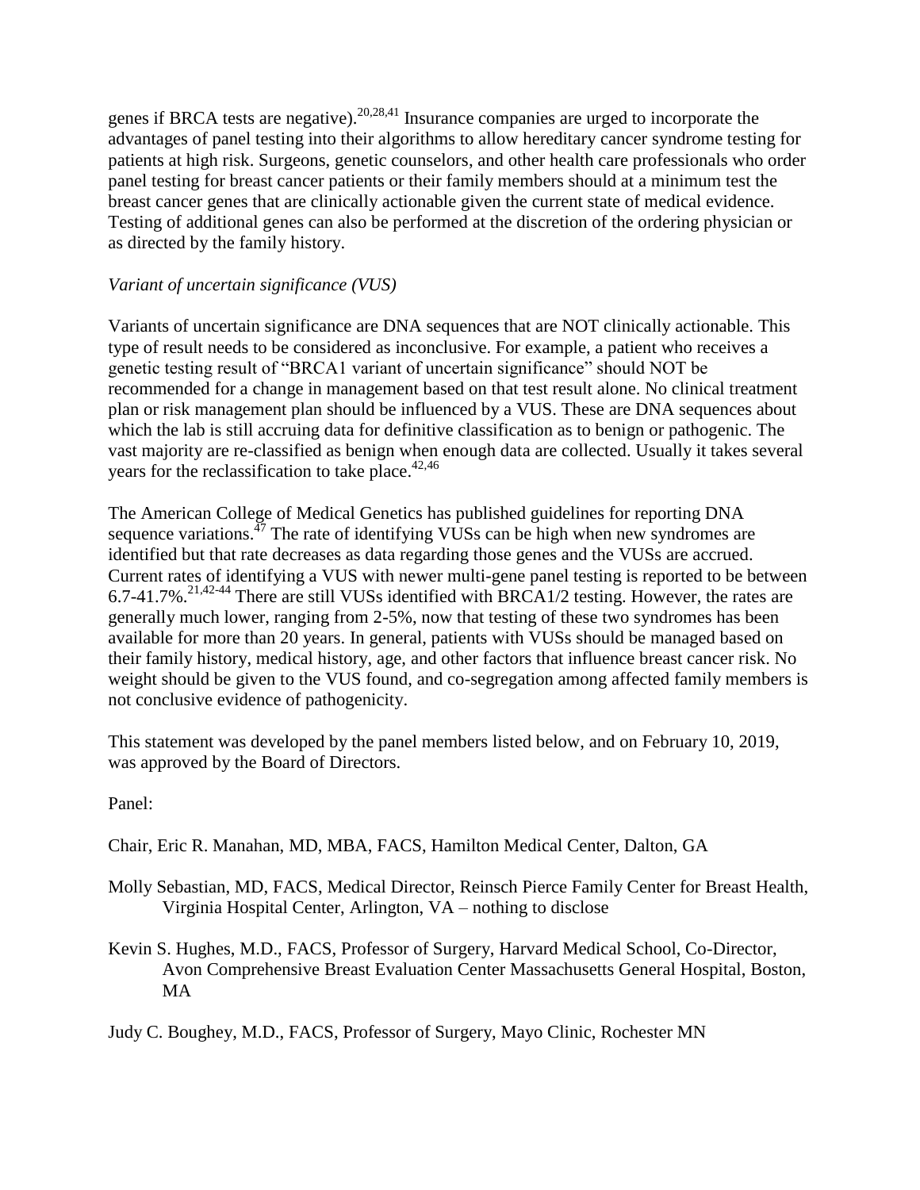genes if BRCA tests are negative).[20,28,41] Insurance companies are urged to incorporate the advantages of panel testing into their algorithms to allow hereditary cancer syndrome testing for patients at high risk. Surgeons, genetic counselors, and other health care professionals who order panel testing for breast cancer patients or their family members should at a minimum test the breast cancer genes that are clinically actionable given the current state of medical evidence. Testing of additional genes can also be performed at the discretion of the ordering physician or as directed by the family history.

*Variant of uncertain significance (VUS)*

Variants of uncertain significance are DNA sequences that are NOT clinically actionable. This type of result needs to be considered as inconclusive. For example, a patient who receives a genetic testing result of "BRCA1 variant of uncertain significance" should NOT be recommended for a change in management based on that test result alone. No clinical treatment plan or risk management plan should be influenced by a VUS. These are DNA sequences about which the lab is still accruing data for definitive classification as to benign or pathogenic. The vast majority are re-classified as benign when enough data are collected. Usually it takes several years for the reclassification to take place.[42,46]

The American College of Medical Genetics has published guidelines for reporting DNA sequence variations.[47] The rate of identifying VUSs can be high when new syndromes are identified but that rate decreases as data regarding those genes and the VUSs are accrued. Current rates of identifying a VUS with newer multi-gene panel testing is reported to be between 6.7-41.7%.[21,42-44] There are still VUSs identified with BRCA1/2 testing. However, the rates are generally much lower, ranging from 2-5%, now that testing of these two syndromes has been available for more than 20 years. In general, patients with VUSs should be managed based on their family history, medical history, age, and other factors that influence breast cancer risk. No weight should be given to the VUS found, and co-segregation among affected family members is not conclusive evidence of pathogenicity.

This statement was developed by the panel members listed below, and on February 10, 2019, was approved by the Board of Directors.

Panel:

Chair, Eric R. Manahan, MD, MBA, FACS, Hamilton Medical Center, Dalton, GA

Molly Sebastian, MD, FACS, Medical Director, Reinsch Pierce Family Center for Breast Health, Virginia Hospital Center, Arlington, VA – nothing to disclose

Kevin S. Hughes, M.D., FACS, Professor of Surgery, Harvard Medical School, Co-Director, Avon Comprehensive Breast Evaluation Center Massachusetts General Hospital, Boston, MA

Judy C. Boughey, M.D., FACS, Professor of Surgery, Mayo Clinic, Rochester MN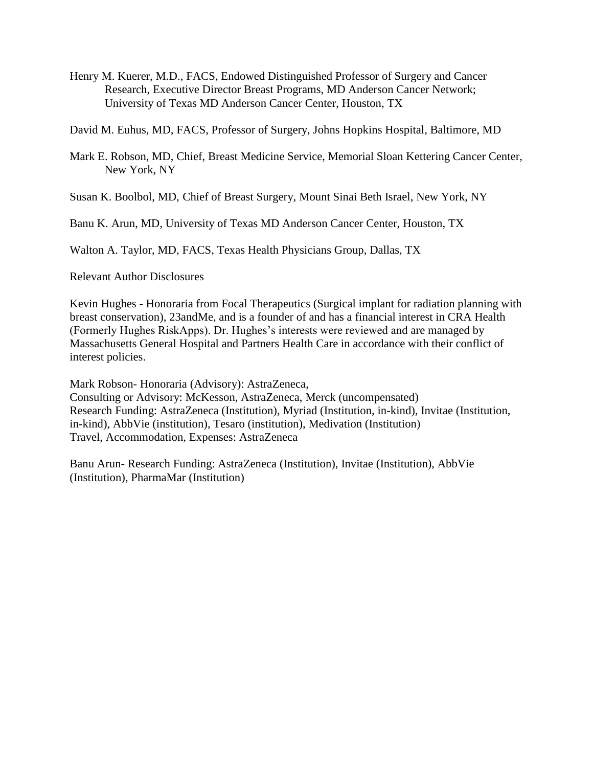Henry M. Kuerer, M.D., FACS, Endowed Distinguished Professor of Surgery and Cancer Research, Executive Director Breast Programs, MD Anderson Cancer Network; University of Texas MD Anderson Cancer Center, Houston, TX

David M. Euhus, MD, FACS, Professor of Surgery, Johns Hopkins Hospital, Baltimore, MD

Mark E. Robson, MD, Chief, Breast Medicine Service, Memorial Sloan Kettering Cancer Center, New York, NY

Susan K. Boolbol, MD, Chief of Breast Surgery, Mount Sinai Beth Israel, New York, NY

Banu K. Arun, MD, University of Texas MD Anderson Cancer Center, Houston, TX

Walton A. Taylor, MD, FACS, Texas Health Physicians Group, Dallas, TX

Relevant Author Disclosures

Kevin Hughes - Honoraria from Focal Therapeutics (Surgical implant for radiation planning with breast conservation), 23andMe, and is a founder of and has a financial interest in CRA Health (Formerly Hughes RiskApps). Dr. Hughes's interests were reviewed and are managed by Massachusetts General Hospital and Partners Health Care in accordance with their conflict of interest policies.

Mark Robson- Honoraria (Advisory): AstraZeneca,
Consulting or Advisory: McKesson, AstraZeneca, Merck (uncompensated)
Research Funding: AstraZeneca (Institution), Myriad (Institution, in-kind), Invitae (Institution, in-kind), AbbVie (institution), Tesaro (institution), Medivation (Institution)
Travel, Accommodation, Expenses: AstraZeneca

Banu Arun- Research Funding: AstraZeneca (Institution), Invitae (Institution), AbbVie (Institution), PharmaMar (Institution)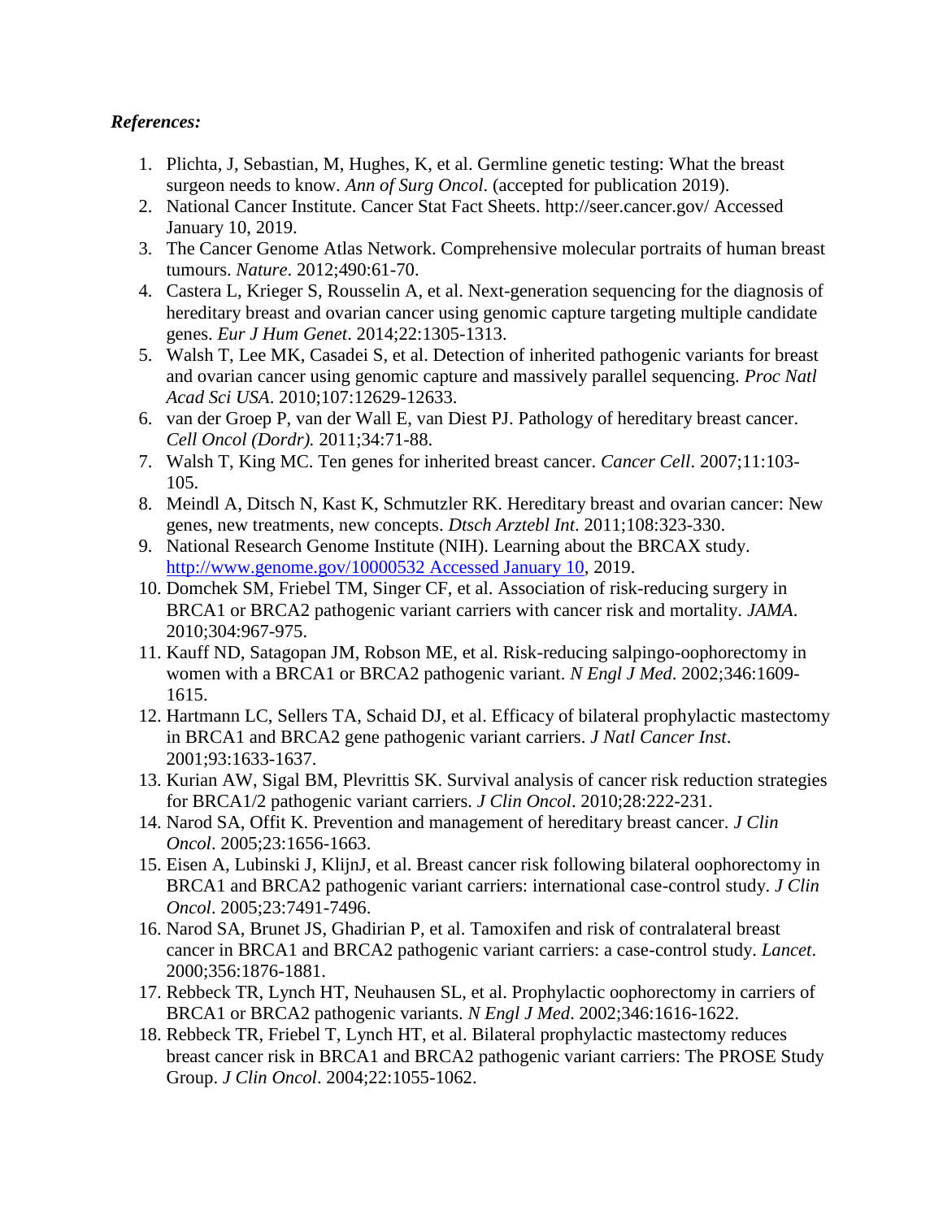***References:***

1. Plichta, J, Sebastian, M, Hughes, K, et al. Germline genetic testing: What the breast surgeon needs to know. *Ann of Surg Oncol*. (accepted for publication 2019).
2. National Cancer Institute. Cancer Stat Fact Sheets. http://seer.cancer.gov/ Accessed January 10, 2019.
3. The Cancer Genome Atlas Network. Comprehensive molecular portraits of human breast tumours. *Nature*. 2012;490:61-70.
4. Castera L, Krieger S, Rousselin A, et al. Next-generation sequencing for the diagnosis of hereditary breast and ovarian cancer using genomic capture targeting multiple candidate genes. *Eur J Hum Genet*. 2014;22:1305-1313.
5. Walsh T, Lee MK, Casadei S, et al. Detection of inherited pathogenic variants for breast and ovarian cancer using genomic capture and massively parallel sequencing. *Proc Natl Acad Sci USA*. 2010;107:12629-12633.
6. van der Groep P, van der Wall E, van Diest PJ. Pathology of hereditary breast cancer. *Cell Oncol (Dordr).* 2011;34:71-88.
7. Walsh T, King MC. Ten genes for inherited breast cancer. *Cancer Cell*. 2007;11:103-105.
8. Meindl A, Ditsch N, Kast K, Schmutzler RK. Hereditary breast and ovarian cancer: New genes, new treatments, new concepts. *Dtsch Arztebl Int*. 2011;108:323-330.
9. National Research Genome Institute (NIH). Learning about the BRCAX study. [http://www.genome.gov/10000532 Accessed January 10](http://www.genome.gov/10000532), 2019.
10. Domchek SM, Friebel TM, Singer CF, et al. Association of risk-reducing surgery in BRCA1 or BRCA2 pathogenic variant carriers with cancer risk and mortality. *JAMA*. 2010;304:967-975.
11. Kauff ND, Satagopan JM, Robson ME, et al. Risk-reducing salpingo-oophorectomy in women with a BRCA1 or BRCA2 pathogenic variant. *N Engl J Med*. 2002;346:1609-1615.
12. Hartmann LC, Sellers TA, Schaid DJ, et al. Efficacy of bilateral prophylactic mastectomy in BRCA1 and BRCA2 gene pathogenic variant carriers. *J Natl Cancer Inst*. 2001;93:1633-1637.
13. Kurian AW, Sigal BM, Plevrittis SK. Survival analysis of cancer risk reduction strategies for BRCA1/2 pathogenic variant carriers. *J Clin Oncol*. 2010;28:222-231.
14. Narod SA, Offit K. Prevention and management of hereditary breast cancer. *J Clin Oncol*. 2005;23:1656-1663.
15. Eisen A, Lubinski J, KlijnJ, et al. Breast cancer risk following bilateral oophorectomy in BRCA1 and BRCA2 pathogenic variant carriers: international case-control study. *J Clin Oncol*. 2005;23:7491-7496.
16. Narod SA, Brunet JS, Ghadirian P, et al. Tamoxifen and risk of contralateral breast cancer in BRCA1 and BRCA2 pathogenic variant carriers: a case-control study. *Lancet*. 2000;356:1876-1881.
17. Rebbeck TR, Lynch HT, Neuhausen SL, et al. Prophylactic oophorectomy in carriers of BRCA1 or BRCA2 pathogenic variants. *N Engl J Med*. 2002;346:1616-1622.
18. Rebbeck TR, Friebel T, Lynch HT, et al. Bilateral prophylactic mastectomy reduces breast cancer risk in BRCA1 and BRCA2 pathogenic variant carriers: The PROSE Study Group. *J Clin Oncol*. 2004;22:1055-1062.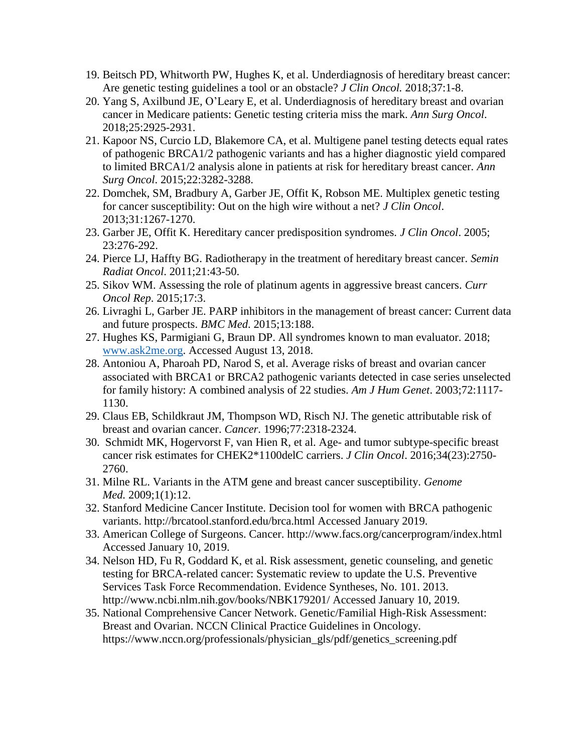19. Beitsch PD, Whitworth PW, Hughes K, et al. Underdiagnosis of hereditary breast cancer: Are genetic testing guidelines a tool or an obstacle? *J Clin Oncol.* 2018;37:1-8.
20. Yang S, Axilbund JE, O'Leary E, et al. Underdiagnosis of hereditary breast and ovarian cancer in Medicare patients: Genetic testing criteria miss the mark. *Ann Surg Oncol*. 2018;25:2925-2931.
21. Kapoor NS, Curcio LD, Blakemore CA, et al. Multigene panel testing detects equal rates of pathogenic BRCA1/2 pathogenic variants and has a higher diagnostic yield compared to limited BRCA1/2 analysis alone in patients at risk for hereditary breast cancer. *Ann Surg Oncol*. 2015;22:3282-3288.
22. Domchek, SM, Bradbury A, Garber JE, Offit K, Robson ME. Multiplex genetic testing for cancer susceptibility: Out on the high wire without a net? *J Clin Oncol*. 2013;31:1267-1270.
23. Garber JE, Offit K. Hereditary cancer predisposition syndromes. *J Clin Oncol*. 2005; 23:276-292.
24. Pierce LJ, Haffty BG. Radiotherapy in the treatment of hereditary breast cancer. *Semin Radiat Oncol*. 2011;21:43-50.
25. Sikov WM. Assessing the role of platinum agents in aggressive breast cancers. *Curr Oncol Rep*. 2015;17:3.
26. Livraghi L, Garber JE. PARP inhibitors in the management of breast cancer: Current data and future prospects. *BMC Med*. 2015;13:188.
27. Hughes KS, Parmigiani G, Braun DP. All syndromes known to man evaluator. 2018; www.ask2me.org. Accessed August 13, 2018.
28. Antoniou A, Pharoah PD, Narod S, et al. Average risks of breast and ovarian cancer associated with BRCA1 or BRCA2 pathogenic variants detected in case series unselected for family history: A combined analysis of 22 studies. *Am J Hum Genet*. 2003;72:1117-1130.
29. Claus EB, Schildkraut JM, Thompson WD, Risch NJ. The genetic attributable risk of breast and ovarian cancer. *Cancer*. 1996;77:2318-2324.
30. Schmidt MK, Hogervorst F, van Hien R, et al. Age- and tumor subtype-specific breast cancer risk estimates for CHEK2*1100delC carriers. *J Clin Oncol*. 2016;34(23):2750-2760.
31. Milne RL. Variants in the ATM gene and breast cancer susceptibility. *Genome Med.* 2009;1(1):12.
32. Stanford Medicine Cancer Institute. Decision tool for women with BRCA pathogenic variants. http://brcatool.stanford.edu/brca.html Accessed January 2019.
33. American College of Surgeons. Cancer. http://www.facs.org/cancerprogram/index.html Accessed January 10, 2019.
34. Nelson HD, Fu R, Goddard K, et al. Risk assessment, genetic counseling, and genetic testing for BRCA-related cancer: Systematic review to update the U.S. Preventive Services Task Force Recommendation. Evidence Syntheses, No. 101. 2013. http://www.ncbi.nlm.nih.gov/books/NBK179201/ Accessed January 10, 2019.
35. National Comprehensive Cancer Network. Genetic/Familial High-Risk Assessment: Breast and Ovarian. NCCN Clinical Practice Guidelines in Oncology. https://www.nccn.org/professionals/physician_gls/pdf/genetics_screening.pdf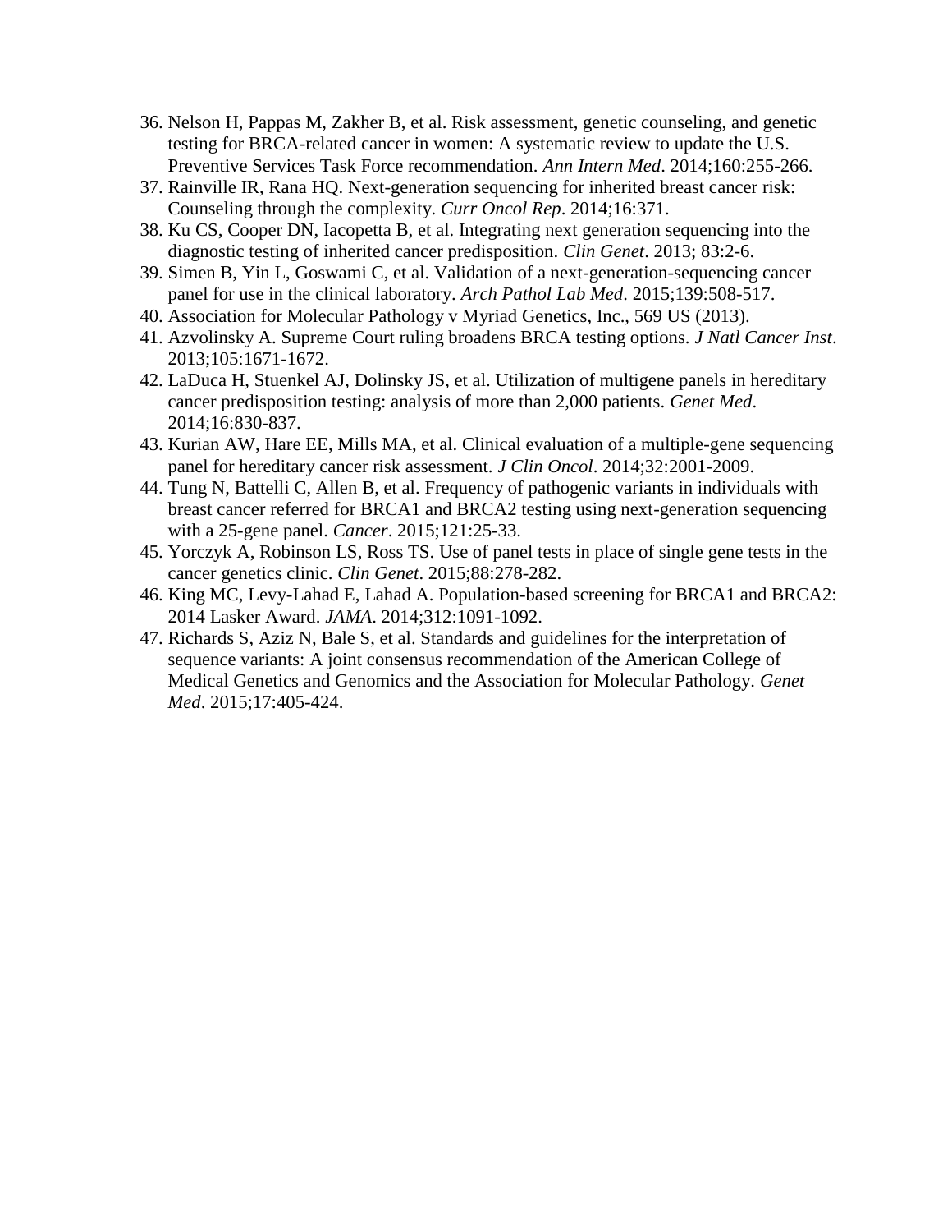36. Nelson H, Pappas M, Zakher B, et al. Risk assessment, genetic counseling, and genetic testing for BRCA-related cancer in women: A systematic review to update the U.S. Preventive Services Task Force recommendation. *Ann Intern Med*. 2014;160:255-266.
37. Rainville IR, Rana HQ. Next-generation sequencing for inherited breast cancer risk: Counseling through the complexity. *Curr Oncol Rep*. 2014;16:371.
38. Ku CS, Cooper DN, Iacopetta B, et al. Integrating next generation sequencing into the diagnostic testing of inherited cancer predisposition. *Clin Genet*. 2013; 83:2-6.
39. Simen B, Yin L, Goswami C, et al. Validation of a next-generation-sequencing cancer panel for use in the clinical laboratory. *Arch Pathol Lab Med*. 2015;139:508-517.
40. Association for Molecular Pathology v Myriad Genetics, Inc., 569 US (2013).
41. Azvolinsky A. Supreme Court ruling broadens BRCA testing options. *J Natl Cancer Inst*. 2013;105:1671-1672.
42. LaDuca H, Stuenkel AJ, Dolinsky JS, et al. Utilization of multigene panels in hereditary cancer predisposition testing: analysis of more than 2,000 patients. *Genet Med*. 2014;16:830-837.
43. Kurian AW, Hare EE, Mills MA, et al. Clinical evaluation of a multiple-gene sequencing panel for hereditary cancer risk assessment. *J Clin Oncol*. 2014;32:2001-2009.
44. Tung N, Battelli C, Allen B, et al. Frequency of pathogenic variants in individuals with breast cancer referred for BRCA1 and BRCA2 testing using next-generation sequencing with a 25-gene panel. *Cancer*. 2015;121:25-33.
45. Yorczyk A, Robinson LS, Ross TS. Use of panel tests in place of single gene tests in the cancer genetics clinic. *Clin Genet*. 2015;88:278-282.
46. King MC, Levy-Lahad E, Lahad A. Population-based screening for BRCA1 and BRCA2: 2014 Lasker Award. *JAMA*. 2014;312:1091-1092.
47. Richards S, Aziz N, Bale S, et al. Standards and guidelines for the interpretation of sequence variants: A joint consensus recommendation of the American College of Medical Genetics and Genomics and the Association for Molecular Pathology. *Genet Med*. 2015;17:405-424.